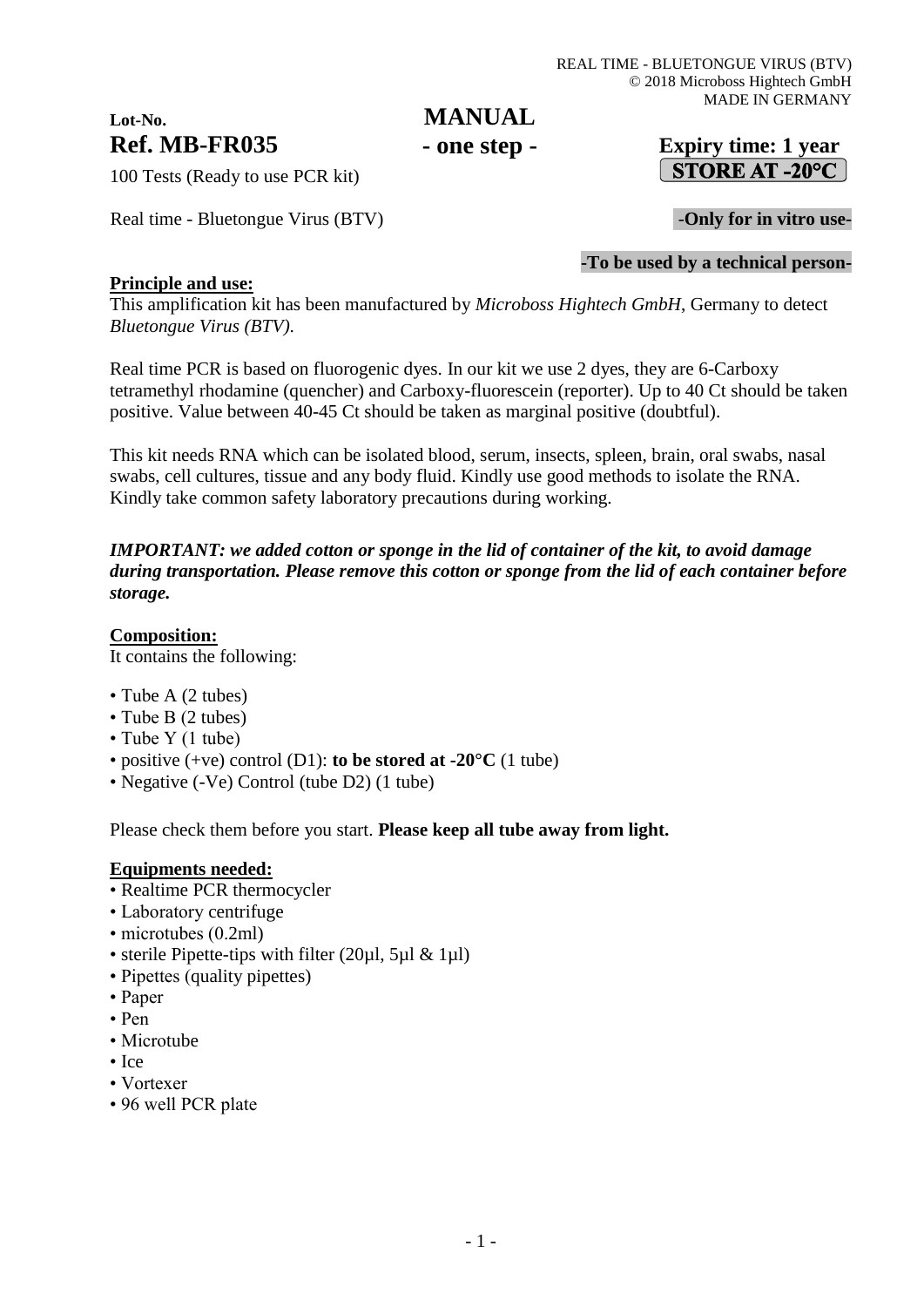REAL TIME - BLUETONGUE VIRUS (BTV)
© 2018 Microboss Hightech GmbH
MADE IN GERMANY

**Lot-No.**

# MANUAL
## - one step -

**Ref. MB-FR035**

100 Tests (Ready to use PCR kit)

**Expiry time: 1 year**

**STORE AT -20°C**

Real time - Bluetongue Virus (BTV)

**-Only for in vitro use-**

**-To be used by a technical person-**

**Principle and use:**

This amplification kit has been manufactured by *Microboss Hightech GmbH*, Germany to detect *Bluetongue Virus (BTV).*

Real time PCR is based on fluorogenic dyes. In our kit we use 2 dyes, they are 6-Carboxy tetramethyl rhodamine (quencher) and Carboxy-fluorescein (reporter). Up to 40 Ct should be taken positive. Value between 40-45 Ct should be taken as marginal positive (doubtful).

This kit needs RNA which can be isolated blood, serum, insects, spleen, brain, oral swabs, nasal swabs, cell cultures, tissue and any body fluid. Kindly use good methods to isolate the RNA. Kindly take common safety laboratory precautions during working.

***IMPORTANT: we added cotton or sponge in the lid of container of the kit, to avoid damage during transportation. Please remove this cotton or sponge from the lid of each container before storage.***

**Composition:**

It contains the following:

- Tube A (2 tubes)
- Tube B (2 tubes)
- Tube Y (1 tube)
- positive (+ve) control (D1): **to be stored at -20°C** (1 tube)
- Negative (-Ve) Control (tube D2) (1 tube)

Please check them before you start. **Please keep all tube away from light.**

**Equipments needed:**

- Realtime PCR thermocycler
- Laboratory centrifuge
- microtubes (0.2ml)
- sterile Pipette-tips with filter (20µl, 5µl & 1µl)
- Pipettes (quality pipettes)
- Paper
- Pen
- Microtube
- Ice
- Vortexer
- 96 well PCR plate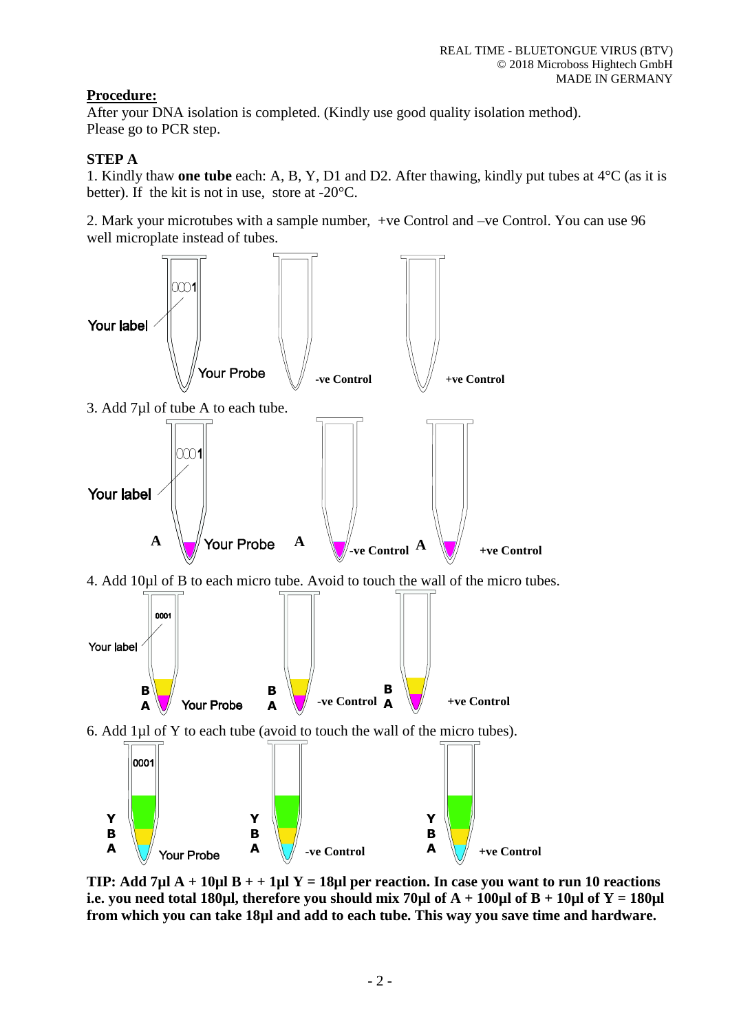## Procedure:

After your DNA isolation is completed. (Kindly use good quality isolation method).
Please go to PCR step.

**STEP A**

1. Kindly thaw **one tube** each: A, B, Y, D1 and D2. After thawing, kindly put tubes at 4°C (as it is better). If the kit is not in use, store at -20°C.

2. Mark your microtubes with a sample number, +ve Control and –ve Control. You can use 96 well microplate instead of tubes.

3. Add 7µl of tube A to each tube.

4. Add 10µl of B to each micro tube. Avoid to touch the wall of the micro tubes.

6. Add 1µl of Y to each tube (avoid to touch the wall of the micro tubes).

**TIP: Add 7µl A + 10µl B + + 1µl Y = 18µl per reaction. In case you want to run 10 reactions i.e. you need total 180µl, therefore you should mix 70µl of A + 100µl of B + 10µl of Y = 180µl from which you can take 18µl and add to each tube. This way you save time and hardware.**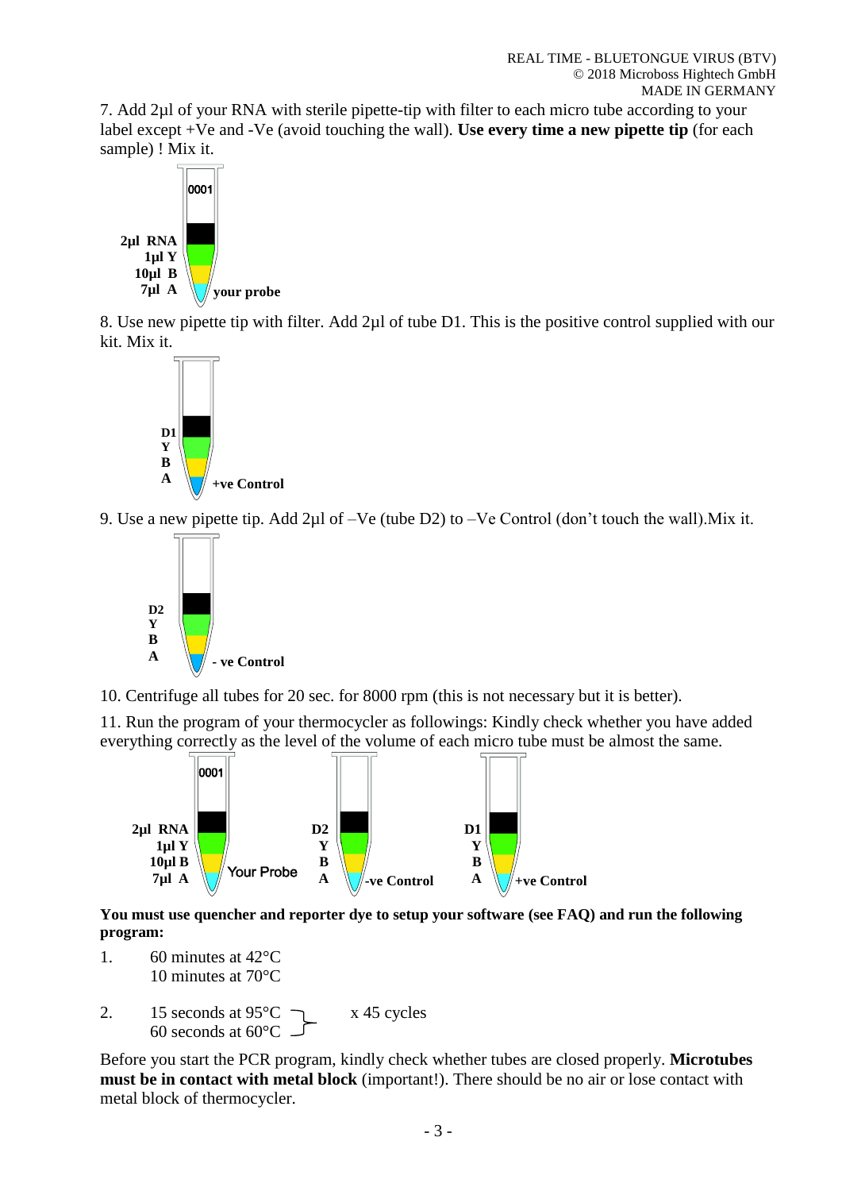7. Add 2µl of your RNA with sterile pipette-tip with filter to each micro tube according to your label except +Ve and -Ve (avoid touching the wall). **Use every time a new pipette tip** (for each sample) ! Mix it.

0001

**2µl RNA**
**1µl Y**
**10µl B**
**7µl A**
**your probe**

8. Use new pipette tip with filter. Add 2µl of tube D1. This is the positive control supplied with our kit. Mix it.

**D1**
**Y**
**B**
**A**
**+ve Control**

9. Use a new pipette tip. Add 2µl of –Ve (tube D2) to –Ve Control (don't touch the wall).Mix it.

**D2**
**Y**
**B**
**A**
**- ve Control**

10. Centrifuge all tubes for 20 sec. for 8000 rpm (this is not necessary but it is better).

11. Run the program of your thermocycler as followings: Kindly check whether you have added everything correctly as the level of the volume of each micro tube must be almost the same.

0001

**2µl RNA**
**1µl Y**
**10µl B**
**7µl A**
Your Probe

**D2**
**Y**
**B**
**A**
**-ve Control**

**D1**
**Y**
**B**
**A**
**+ve Control**

**You must use quencher and reporter dye to setup your software (see FAQ) and run the following program:**

1. 60 minutes at 42°C
   10 minutes at 70°C

2. 15 seconds at 95°C
   60 seconds at 60°C
   x 45 cycles

Before you start the PCR program, kindly check whether tubes are closed properly. **Microtubes must be in contact with metal block** (important!). There should be no air or lose contact with metal block of thermocycler.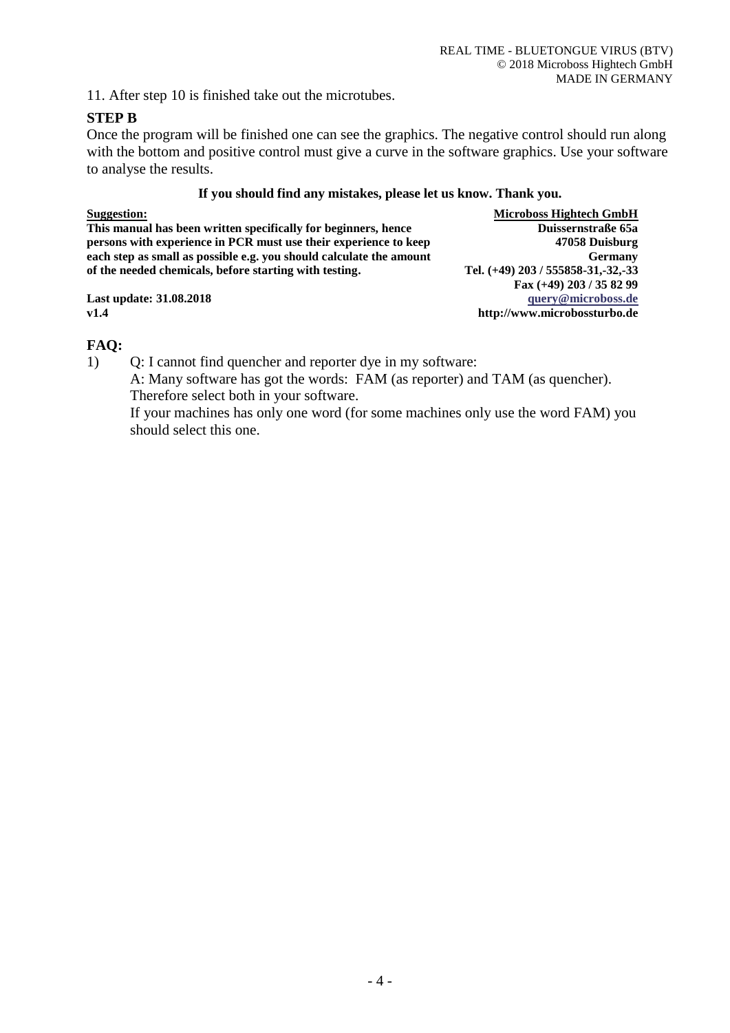11. After step 10 is finished take out the microtubes.

**STEP B**

Once the program will be finished one can see the graphics. The negative control should run along with the bottom and positive control must give a curve in the software graphics. Use your software to analyse the results.

**If you should find any mistakes, please let us know. Thank you.**

**Suggestion:**
**This manual has been written specifically for beginners, hence persons with experience in PCR must use their experience to keep each step as small as possible e.g. you should calculate the amount of the needed chemicals, before starting with testing.**

**Last update: 31.08.2018**
**v1.4**

**Microboss Hightech GmbH**
**Duissernstraße 65a**
**47058 Duisburg**
**Germany**
**Tel. (+49) 203 / 555858-31,-32,-33**
**Fax (+49) 203 / 35 82 99**
**query@microboss.de**
**http://www.microbossturbo.de**

## FAQ:

1) Q: I cannot find quencher and reporter dye in my software:
   A: Many software has got the words: FAM (as reporter) and TAM (as quencher). Therefore select both in your software.
   If your machines has only one word (for some machines only use the word FAM) you should select this one.